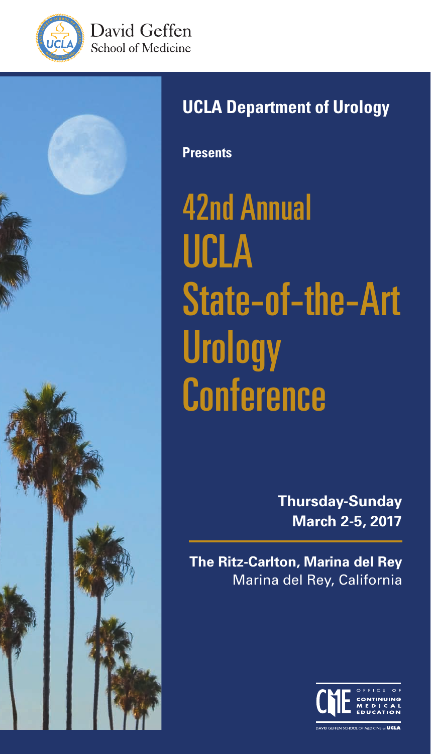David Geffen School of Medicine

## UCLA Department of Urology

**Presents**

# 42nd Annual UCLA State-of-the-Art Urology Conference

**Thursday-Sunday**
**March 2-5, 2017**

**The Ritz-Carlton, Marina del Rey**
Marina del Rey, California

Office of Continuing Medical Education
David Geffen School of Medicine at UCLA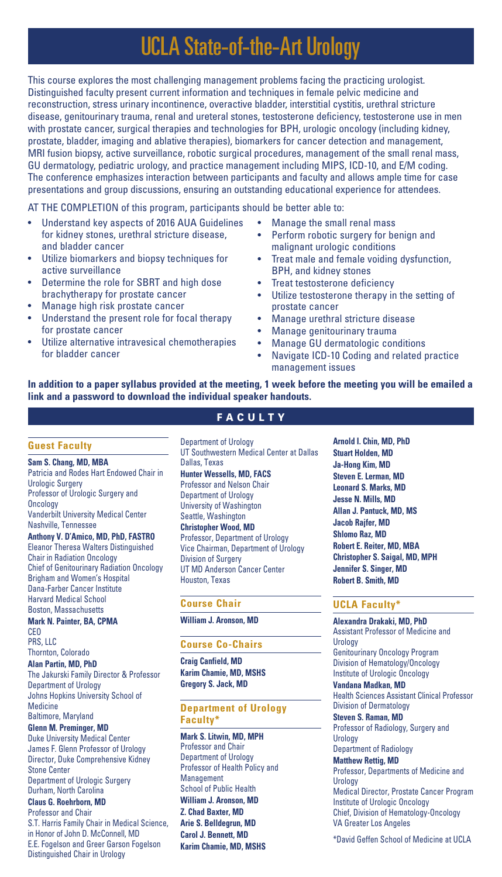# UCLA State-of-the-Art Urology

This course explores the most challenging management problems facing the practicing urologist. Distinguished faculty present current information and techniques in female pelvic medicine and reconstruction, stress urinary incontinence, overactive bladder, interstitial cystitis, urethral stricture disease, genitourinary trauma, renal and ureteral stones, testosterone deficiency, testosterone use in men with prostate cancer, surgical therapies and technologies for BPH, urologic oncology (including kidney, prostate, bladder, imaging and ablative therapies), biomarkers for cancer detection and management, MRI fusion biopsy, active surveillance, robotic surgical procedures, management of the small renal mass, GU dermatology, pediatric urology, and practice management including MIPS, ICD-10, and E/M coding. The conference emphasizes interaction between participants and faculty and allows ample time for case presentations and group discussions, ensuring an outstanding educational experience for attendees.

AT THE COMPLETION of this program, participants should be better able to:

- Understand key aspects of 2016 AUA Guidelines for kidney stones, urethral stricture disease, and bladder cancer
- Utilize biomarkers and biopsy techniques for active surveillance
- Determine the role for SBRT and high dose brachytherapy for prostate cancer
- Manage high risk prostate cancer
- Understand the present role for focal therapy for prostate cancer
- Utilize alternative intravesical chemotherapies for bladder cancer
- Manage the small renal mass
- Perform robotic surgery for benign and malignant urologic conditions
- Treat male and female voiding dysfunction, BPH, and kidney stones
- Treat testosterone deficiency
- Utilize testosterone therapy in the setting of prostate cancer
- Manage urethral stricture disease
- Manage genitourinary trauma
- Manage GU dermatologic conditions
- Navigate ICD-10 Coding and related practice management issues

**In addition to a paper syllabus provided at the meeting, 1 week before the meeting you will be emailed a link and a password to download the individual speaker handouts.**

## FACULTY

### Guest Faculty

**Sam S. Chang, MD, MBA**
Patricia and Rodes Hart Endowed Chair in Urologic Surgery
Professor of Urologic Surgery and Oncology
Vanderbilt University Medical Center
Nashville, Tennessee

**Anthony V. D'Amico, MD, PhD, FASTRO**
Eleanor Theresa Walters Distinguished Chair in Radiation Oncology
Chief of Genitourinary Radiation Oncology
Brigham and Women's Hospital
Dana-Farber Cancer Institute
Harvard Medical School
Boston, Massachusetts

**Mark N. Painter, BA, CPMA**
CEO
PRS, LLC
Thornton, Colorado

**Alan Partin, MD, PhD**
The Jakurski Family Director & Professor
Department of Urology
Johns Hopkins University School of Medicine
Baltimore, Maryland

**Glenn M. Preminger, MD**
Duke University Medical Center
James F. Glenn Professor of Urology
Director, Duke Comprehensive Kidney Stone Center
Department of Urologic Surgery
Durham, North Carolina

**Claus G. Roehrborn, MD**
Professor and Chair
S.T. Harris Family Chair in Medical Science, in Honor of John D. McConnell, MD
E.E. Fogelson and Greer Garson Fogelson Distinguished Chair in Urology
Department of Urology
UT Southwestern Medical Center at Dallas
Dallas, Texas

**Hunter Wessells, MD, FACS**
Professor and Nelson Chair
Department of Urology
University of Washington
Seattle, Washington

**Christopher Wood, MD**
Professor, Department of Urology
Vice Chairman, Department of Urology
Division of Surgery
UT MD Anderson Cancer Center
Houston, Texas

### Course Chair

**William J. Aronson, MD**

### Course Co-Chairs

**Craig Canfield, MD**
**Karim Chamie, MD, MSHS**
**Gregory S. Jack, MD**

### Department of Urology Faculty*

**Mark S. Litwin, MD, MPH**
Professor and Chair
Department of Urology
Professor of Health Policy and Management
School of Public Health

**William J. Aronson, MD**
**Z. Chad Baxter, MD**
**Arie S. Belldegrun, MD**
**Carol J. Bennett, MD**
**Karim Chamie, MD, MSHS**
**Arnold I. Chin, MD, PhD**
**Stuart Holden, MD**
**Ja-Hong Kim, MD**
**Steven E. Lerman, MD**
**Leonard S. Marks, MD**
**Jesse N. Mills, MD**
**Allan J. Pantuck, MD, MS**
**Jacob Rajfer, MD**
**Shlomo Raz, MD**
**Robert E. Reiter, MD, MBA**
**Christopher S. Saigal, MD, MPH**
**Jennifer S. Singer, MD**
**Robert B. Smith, MD**

### UCLA Faculty*

**Alexandra Drakaki, MD, PhD**
Assistant Professor of Medicine and Urology
Genitourinary Oncology Program
Division of Hematology/Oncology
Institute of Urologic Oncology

**Vandana Madkan, MD**
Health Sciences Assistant Clinical Professor
Division of Dermatology

**Steven S. Raman, MD**
Professor of Radiology, Surgery and Urology
Department of Radiology

**Matthew Rettig, MD**
Professor, Departments of Medicine and Urology
Medical Director, Prostate Cancer Program
Institute of Urologic Oncology
Chief, Division of Hematology-Oncology
VA Greater Los Angeles

*David Geffen School of Medicine at UCLA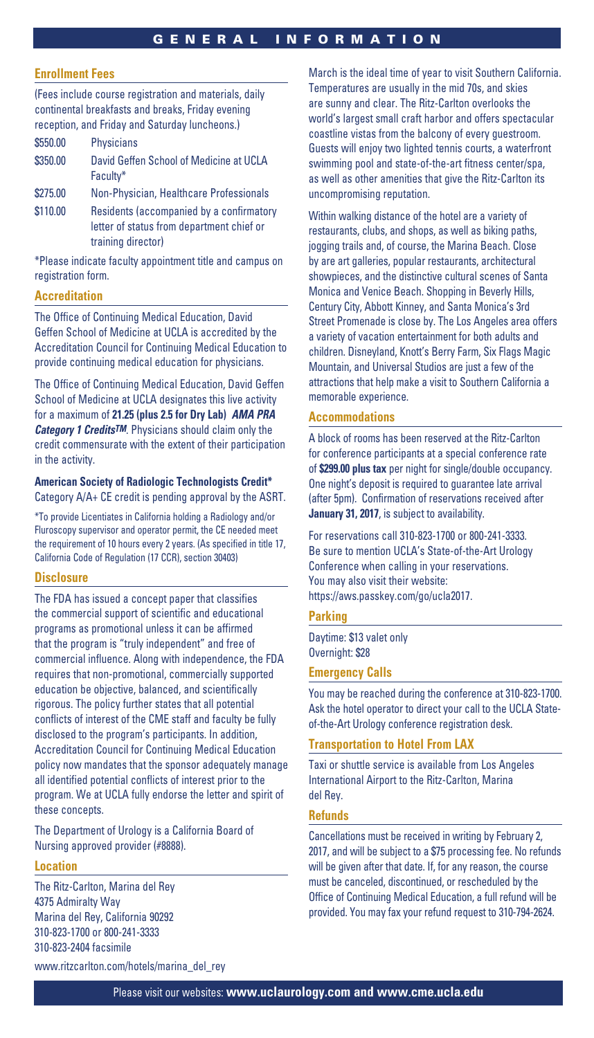# GENERAL INFORMATION

## Enrollment Fees

(Fees include course registration and materials, daily continental breakfasts and breaks, Friday evening reception, and Friday and Saturday luncheons.)

| | |
|---|---|
| $550.00 | Physicians |
| $350.00 | David Geffen School of Medicine at UCLA Faculty* |
| $275.00 | Non-Physician, Healthcare Professionals |
| $110.00 | Residents (accompanied by a confirmatory letter of status from department chief or training director) |

*Please indicate faculty appointment title and campus on registration form.

## Accreditation

The Office of Continuing Medical Education, David Geffen School of Medicine at UCLA is accredited by the Accreditation Council for Continuing Medical Education to provide continuing medical education for physicians.

The Office of Continuing Medical Education, David Geffen School of Medicine at UCLA designates this live activity for a maximum of **21.25 (plus 2.5 for Dry Lab)** ***AMA PRA Category 1 Credits™***. Physicians should claim only the credit commensurate with the extent of their participation in the activity.

**American Society of Radiologic Technologists Credit***
Category A/A+ CE credit is pending approval by the ASRT.

*To provide Licentiates in California holding a Radiology and/or Fluroscopy supervisor and operator permit, the CE needed meet the requirement of 10 hours every 2 years. (As specified in title 17, California Code of Regulation (17 CCR), section 30403)

## Disclosure

The FDA has issued a concept paper that classifies the commercial support of scientific and educational programs as promotional unless it can be affirmed that the program is "truly independent" and free of commercial influence. Along with independence, the FDA requires that non-promotional, commercially supported education be objective, balanced, and scientifically rigorous. The policy further states that all potential conflicts of interest of the CME staff and faculty be fully disclosed to the program's participants. In addition, Accreditation Council for Continuing Medical Education policy now mandates that the sponsor adequately manage all identified potential conflicts of interest prior to the program. We at UCLA fully endorse the letter and spirit of these concepts.

The Department of Urology is a California Board of Nursing approved provider (#8888).

## Location

The Ritz-Carlton, Marina del Rey
4375 Admiralty Way
Marina del Rey, California 90292
310-823-1700 or 800-241-3333
310-823-2404 facsimile
www.ritzcarlton.com/hotels/marina_del_rey

March is the ideal time of year to visit Southern California. Temperatures are usually in the mid 70s, and skies are sunny and clear. The Ritz-Carlton overlooks the world's largest small craft harbor and offers spectacular coastline vistas from the balcony of every guestroom. Guests will enjoy two lighted tennis courts, a waterfront swimming pool and state-of-the-art fitness center/spa, as well as other amenities that give the Ritz-Carlton its uncompromising reputation.

Within walking distance of the hotel are a variety of restaurants, clubs, and shops, as well as biking paths, jogging trails and, of course, the Marina Beach. Close by are art galleries, popular restaurants, architectural showpieces, and the distinctive cultural scenes of Santa Monica and Venice Beach. Shopping in Beverly Hills, Century City, Abbott Kinney, and Santa Monica's 3rd Street Promenade is close by. The Los Angeles area offers a variety of vacation entertainment for both adults and children. Disneyland, Knott's Berry Farm, Six Flags Magic Mountain, and Universal Studios are just a few of the attractions that help make a visit to Southern California a memorable experience.

## Accommodations

A block of rooms has been reserved at the Ritz-Carlton for conference participants at a special conference rate of **$299.00 plus tax** per night for single/double occupancy. One night's deposit is required to guarantee late arrival (after 5pm). Confirmation of reservations received after **January 31, 2017**, is subject to availability.

For reservations call 310-823-1700 or 800-241-3333. Be sure to mention UCLA's State-of-the-Art Urology Conference when calling in your reservations. You may also visit their website: https://aws.passkey.com/go/ucla2017.

## Parking

Daytime: $13 valet only
Overnight: $28

## Emergency Calls

You may be reached during the conference at 310-823-1700. Ask the hotel operator to direct your call to the UCLA State-of-the-Art Urology conference registration desk.

## Transportation to Hotel From LAX

Taxi or shuttle service is available from Los Angeles International Airport to the Ritz-Carlton, Marina del Rey.

## Refunds

Cancellations must be received in writing by February 2, 2017, and will be subject to a $75 processing fee. No refunds will be given after that date. If, for any reason, the course must be canceled, discontinued, or rescheduled by the Office of Continuing Medical Education, a full refund will be provided. You may fax your refund request to 310-794-2624.

Please visit our websites: **www.uclaurology.com and www.cme.ucla.edu**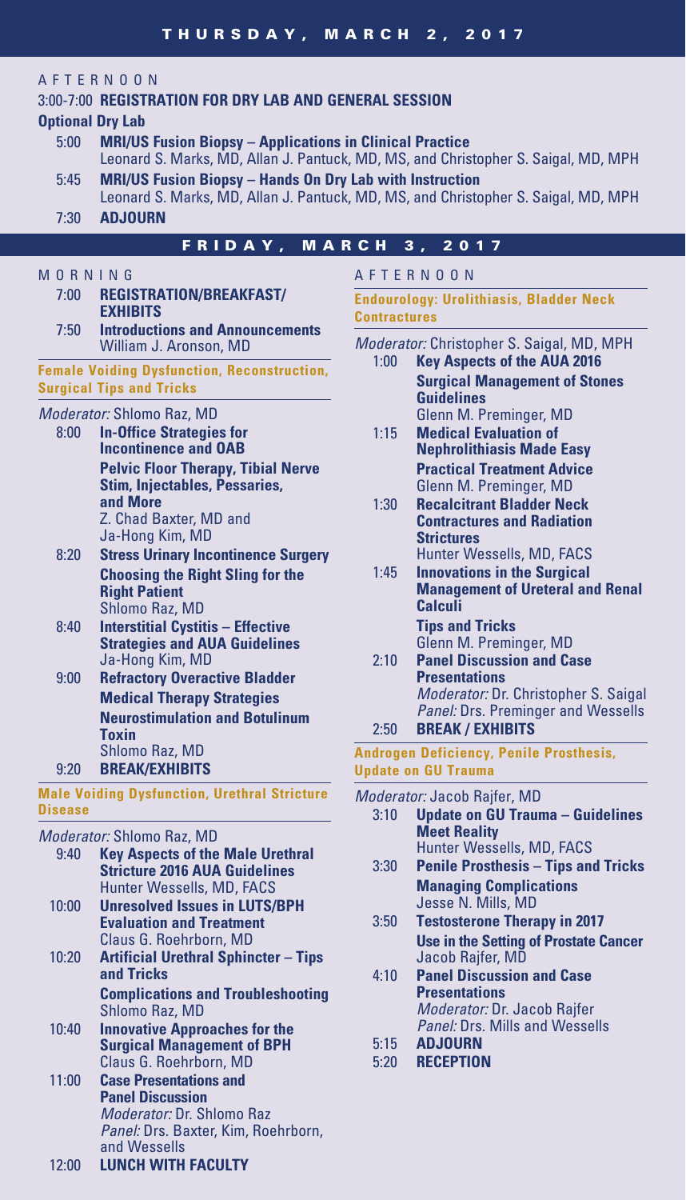# THURSDAY, MARCH 2, 2017

AFTERNOON

3:00-7:00 **REGISTRATION FOR DRY LAB AND GENERAL SESSION**

**Optional Dry Lab**

5:00 **MRI/US Fusion Biopsy – Applications in Clinical Practice**
Leonard S. Marks, MD, Allan J. Pantuck, MD, MS, and Christopher S. Saigal, MD, MPH

5:45 **MRI/US Fusion Biopsy – Hands On Dry Lab with Instruction**
Leonard S. Marks, MD, Allan J. Pantuck, MD, MS, and Christopher S. Saigal, MD, MPH

7:30 **ADJOURN**

# FRIDAY, MARCH 3, 2017

MORNING

7:00 **REGISTRATION/BREAKFAST/EXHIBITS**

7:50 **Introductions and Announcements**
William J. Aronson, MD

## Female Voiding Dysfunction, Reconstruction, Surgical Tips and Tricks

*Moderator:* Shlomo Raz, MD

8:00 **In-Office Strategies for Incontinence and OAB**
**Pelvic Floor Therapy, Tibial Nerve Stim, Injectables, Pessaries, and More**
Z. Chad Baxter, MD and Ja-Hong Kim, MD

8:20 **Stress Urinary Incontinence Surgery**
**Choosing the Right Sling for the Right Patient**
Shlomo Raz, MD

8:40 **Interstitial Cystitis – Effective Strategies and AUA Guidelines**
Ja-Hong Kim, MD

9:00 **Refractory Overactive Bladder**
**Medical Therapy Strategies**
**Neurostimulation and Botulinum Toxin**
Shlomo Raz, MD

9:20 **BREAK/EXHIBITS**

## Male Voiding Dysfunction, Urethral Stricture Disease

*Moderator:* Shlomo Raz, MD

9:40 **Key Aspects of the Male Urethral Stricture 2016 AUA Guidelines**
Hunter Wessells, MD, FACS

10:00 **Unresolved Issues in LUTS/BPH**
**Evaluation and Treatment**
Claus G. Roehrborn, MD

10:20 **Artificial Urethral Sphincter – Tips and Tricks**
**Complications and Troubleshooting**
Shlomo Raz, MD

10:40 **Innovative Approaches for the Surgical Management of BPH**
Claus G. Roehrborn, MD

11:00 **Case Presentations and Panel Discussion**
*Moderator:* Dr. Shlomo Raz
*Panel:* Drs. Baxter, Kim, Roehrborn, and Wessells

12:00 **LUNCH WITH FACULTY**

AFTERNOON

## Endourology: Urolithiasis, Bladder Neck Contractures

*Moderator:* Christopher S. Saigal, MD, MPH

1:00 **Key Aspects of the AUA 2016 Surgical Management of Stones Guidelines**
Glenn M. Preminger, MD

1:15 **Medical Evaluation of Nephrolithiasis Made Easy**
**Practical Treatment Advice**
Glenn M. Preminger, MD

1:30 **Recalcitrant Bladder Neck Contractures and Radiation Strictures**
Hunter Wessells, MD, FACS

1:45 **Innovations in the Surgical Management of Ureteral and Renal Calculi**
**Tips and Tricks**
Glenn M. Preminger, MD

2:10 **Panel Discussion and Case Presentations**
*Moderator:* Dr. Christopher S. Saigal
*Panel:* Drs. Preminger and Wessells

2:50 **BREAK / EXHIBITS**

## Androgen Deficiency, Penile Prosthesis, Update on GU Trauma

*Moderator:* Jacob Rajfer, MD

3:10 **Update on GU Trauma – Guidelines Meet Reality**
Hunter Wessells, MD, FACS

3:30 **Penile Prosthesis – Tips and Tricks**
**Managing Complications**
Jesse N. Mills, MD

3:50 **Testosterone Therapy in 2017**
**Use in the Setting of Prostate Cancer**
Jacob Rajfer, MD

4:10 **Panel Discussion and Case Presentations**
*Moderator:* Dr. Jacob Rajfer
*Panel:* Drs. Mills and Wessells

5:15 **ADJOURN**

5:20 **RECEPTION**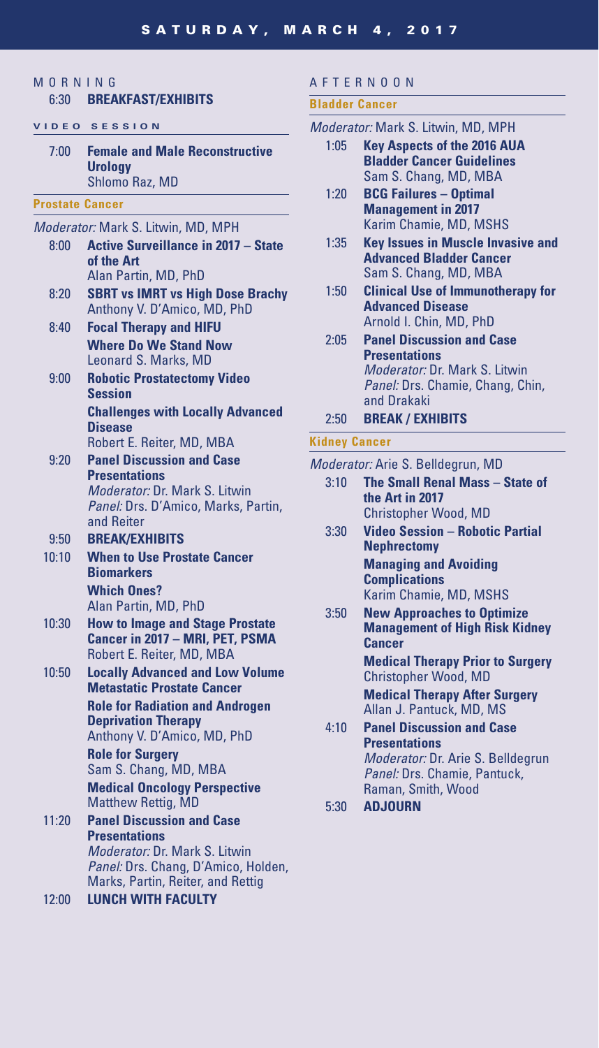# SATURDAY, MARCH 4, 2017

## MORNING

6:30 **BREAKFAST/EXHIBITS**

### VIDEO SESSION

7:00 **Female and Male Reconstructive Urology**
Shlomo Raz, MD

### Prostate Cancer

*Moderator:* Mark S. Litwin, MD, MPH

8:00 **Active Surveillance in 2017 – State of the Art**
Alan Partin, MD, PhD

8:20 **SBRT vs IMRT vs High Dose Brachy**
Anthony V. D'Amico, MD, PhD

8:40 **Focal Therapy and HIFU**
**Where Do We Stand Now**
Leonard S. Marks, MD

9:00 **Robotic Prostatectomy Video Session**
**Challenges with Locally Advanced Disease**
Robert E. Reiter, MD, MBA

9:20 **Panel Discussion and Case Presentations**
*Moderator:* Dr. Mark S. Litwin
*Panel:* Drs. D'Amico, Marks, Partin, and Reiter

9:50 **BREAK/EXHIBITS**

10:10 **When to Use Prostate Cancer Biomarkers**
**Which Ones?**
Alan Partin, MD, PhD

10:30 **How to Image and Stage Prostate Cancer in 2017 – MRI, PET, PSMA**
Robert E. Reiter, MD, MBA

10:50 **Locally Advanced and Low Volume Metastatic Prostate Cancer**
**Role for Radiation and Androgen Deprivation Therapy**
Anthony V. D'Amico, MD, PhD
**Role for Surgery**
Sam S. Chang, MD, MBA
**Medical Oncology Perspective**
Matthew Rettig, MD

11:20 **Panel Discussion and Case Presentations**
*Moderator:* Dr. Mark S. Litwin
*Panel:* Drs. Chang, D'Amico, Holden, Marks, Partin, Reiter, and Rettig

12:00 **LUNCH WITH FACULTY**

## AFTERNOON

### Bladder Cancer

*Moderator:* Mark S. Litwin, MD, MPH

1:05 **Key Aspects of the 2016 AUA Bladder Cancer Guidelines**
Sam S. Chang, MD, MBA

1:20 **BCG Failures – Optimal Management in 2017**
Karim Chamie, MD, MSHS

1:35 **Key Issues in Muscle Invasive and Advanced Bladder Cancer**
Sam S. Chang, MD, MBA

1:50 **Clinical Use of Immunotherapy for Advanced Disease**
Arnold I. Chin, MD, PhD

2:05 **Panel Discussion and Case Presentations**
*Moderator:* Dr. Mark S. Litwin
*Panel:* Drs. Chamie, Chang, Chin, and Drakaki

2:50 **BREAK / EXHIBITS**

### Kidney Cancer

*Moderator:* Arie S. Belldegrun, MD

3:10 **The Small Renal Mass – State of the Art in 2017**
Christopher Wood, MD

3:30 **Video Session – Robotic Partial Nephrectomy**
**Managing and Avoiding Complications**
Karim Chamie, MD, MSHS

3:50 **New Approaches to Optimize Management of High Risk Kidney Cancer**
**Medical Therapy Prior to Surgery**
Christopher Wood, MD
**Medical Therapy After Surgery**
Allan J. Pantuck, MD, MS

4:10 **Panel Discussion and Case Presentations**
*Moderator:* Dr. Arie S. Belldegrun
*Panel:* Drs. Chamie, Pantuck, Raman, Smith, Wood

5:30 **ADJOURN**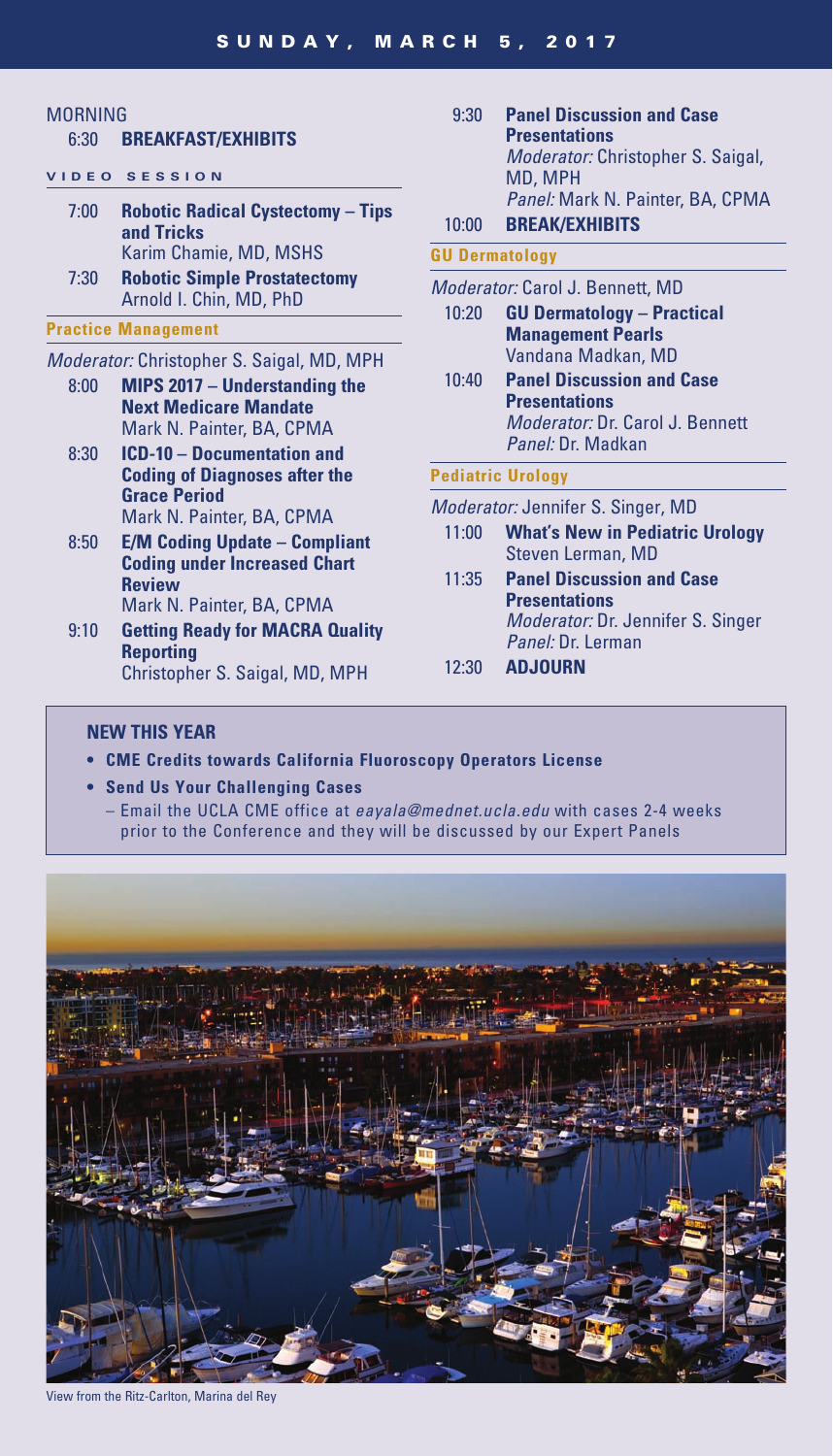# SUNDAY, MARCH 5, 2017

## MORNING

6:30 **BREAKFAST/EXHIBITS**

### VIDEO SESSION

7:00 **Robotic Radical Cystectomy – Tips and Tricks**
Karim Chamie, MD, MSHS

7:30 **Robotic Simple Prostatectomy**
Arnold I. Chin, MD, PhD

### Practice Management

*Moderator:* Christopher S. Saigal, MD, MPH

8:00 **MIPS 2017 – Understanding the Next Medicare Mandate**
Mark N. Painter, BA, CPMA

8:30 **ICD-10 – Documentation and Coding of Diagnoses after the Grace Period**
Mark N. Painter, BA, CPMA

8:50 **E/M Coding Update – Compliant Coding under Increased Chart Review**
Mark N. Painter, BA, CPMA

9:10 **Getting Ready for MACRA Quality Reporting**
Christopher S. Saigal, MD, MPH

9:30 **Panel Discussion and Case Presentations**
*Moderator:* Christopher S. Saigal, MD, MPH
*Panel:* Mark N. Painter, BA, CPMA

10:00 **BREAK/EXHIBITS**

### GU Dermatology

*Moderator:* Carol J. Bennett, MD

10:20 **GU Dermatology – Practical Management Pearls**
Vandana Madkan, MD

10:40 **Panel Discussion and Case Presentations**
*Moderator:* Dr. Carol J. Bennett
*Panel:* Dr. Madkan

### Pediatric Urology

*Moderator:* Jennifer S. Singer, MD

11:00 **What's New in Pediatric Urology**
Steven Lerman, MD

11:35 **Panel Discussion and Case Presentations**
*Moderator:* Dr. Jennifer S. Singer
*Panel:* Dr. Lerman

12:30 **ADJOURN**

## NEW THIS YEAR

- **CME Credits towards California Fluoroscopy Operators License**
- **Send Us Your Challenging Cases**
  - Email the UCLA CME office at *eayala@mednet.ucla.edu* with cases 2-4 weeks prior to the Conference and they will be discussed by our Expert Panels

View from the Ritz-Carlton, Marina del Rey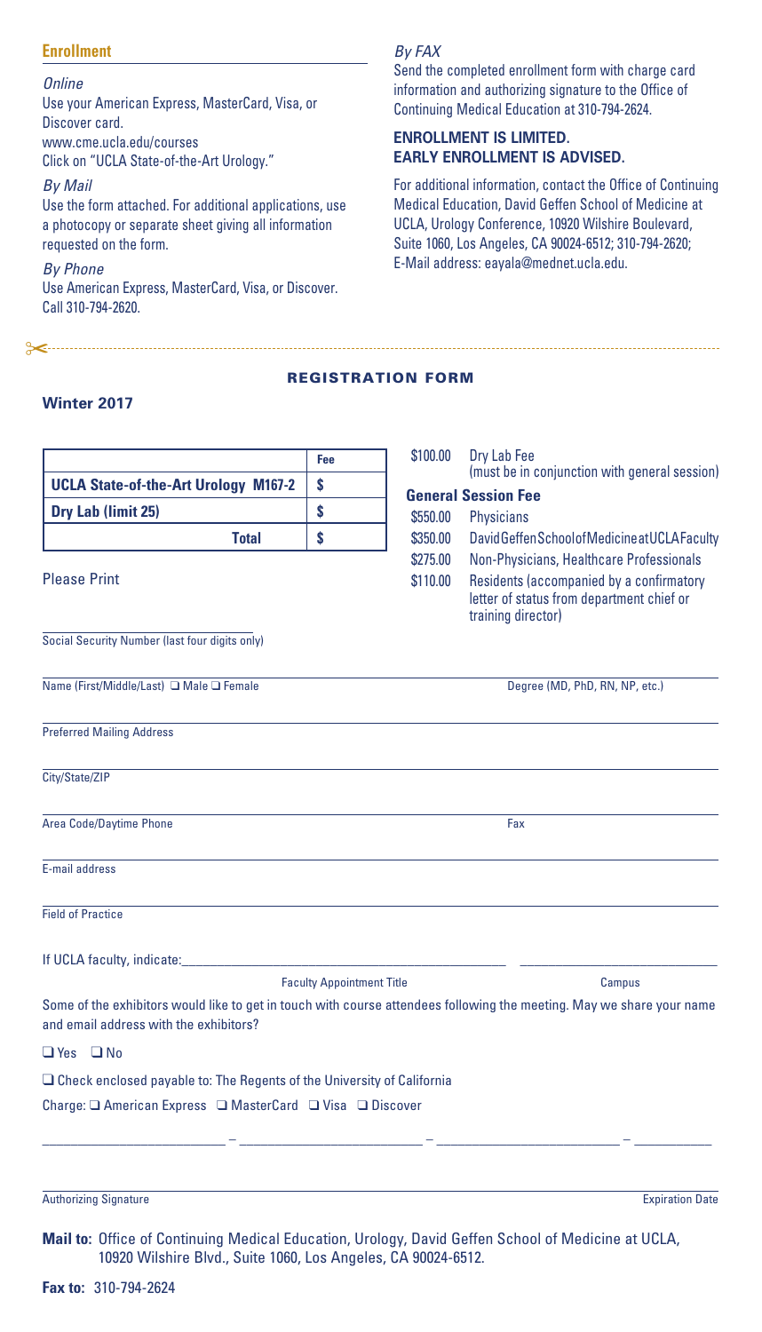## Enrollment

*Online*

Use your American Express, MasterCard, Visa, or Discover card.
www.cme.ucla.edu/courses
Click on "UCLA State-of-the-Art Urology."

*By Mail*

Use the form attached. For additional applications, use a photocopy or separate sheet giving all information requested on the form.

*By Phone*

Use American Express, MasterCard, Visa, or Discover. Call 310-794-2620.

*By FAX*

Send the completed enrollment form with charge card information and authorizing signature to the Office of Continuing Medical Education at 310-794-2624.

**ENROLLMENT IS LIMITED.**
**EARLY ENROLLMENT IS ADVISED.**

For additional information, contact the Office of Continuing Medical Education, David Geffen School of Medicine at UCLA, Urology Conference, 10920 Wilshire Boulevard, Suite 1060, Los Angeles, CA 90024-6512; 310-794-2620; E-Mail address: eayala@mednet.ucla.edu.

---

## REGISTRATION FORM

**Winter 2017**

| | Fee |
|---|---|
| **UCLA State-of-the-Art Urology M167-2** | $ |
| **Dry Lab (limit 25)** | $ |
| **Total** | $ |

$100.00 Dry Lab Fee (must be in conjunction with general session)

**General Session Fee**

| | |
|---|---|
| $550.00 | Physicians |
| $350.00 | David Geffen School of Medicine at UCLA Faculty |
| $275.00 | Non-Physicians, Healthcare Professionals |
| $110.00 | Residents (accompanied by a confirmatory letter of status from department chief or training director) |

Please Print

Social Security Number (last four digits only)

Name (First/Middle/Last) ❑ Male ❑ Female  Degree (MD, PhD, RN, NP, etc.)

Preferred Mailing Address

City/State/ZIP

Area Code/Daytime Phone  Fax

E-mail address

Field of Practice

If UCLA faculty, indicate:\_\_\_\_\_\_\_\_\_\_\_\_\_\_\_\_\_\_\_\_\_\_\_\_ \_\_\_\_\_\_\_\_\_\_\_\_\_\_\_\_

Faculty Appointment Title  Campus

Some of the exhibitors would like to get in touch with course attendees following the meeting. May we share your name and email address with the exhibitors?

❑ Yes ❑ No

❑ Check enclosed payable to: The Regents of the University of California

Charge: ❑ American Express ❑ MasterCard ❑ Visa ❑ Discover

\_\_\_\_\_\_\_\_\_\_ – \_\_\_\_\_\_\_\_\_\_ – \_\_\_\_\_\_\_\_\_\_ – \_\_\_\_\_\_

Authorizing Signature  Expiration Date

**Mail to:** Office of Continuing Medical Education, Urology, David Geffen School of Medicine at UCLA, 10920 Wilshire Blvd., Suite 1060, Los Angeles, CA 90024-6512.

**Fax to:** 310-794-2624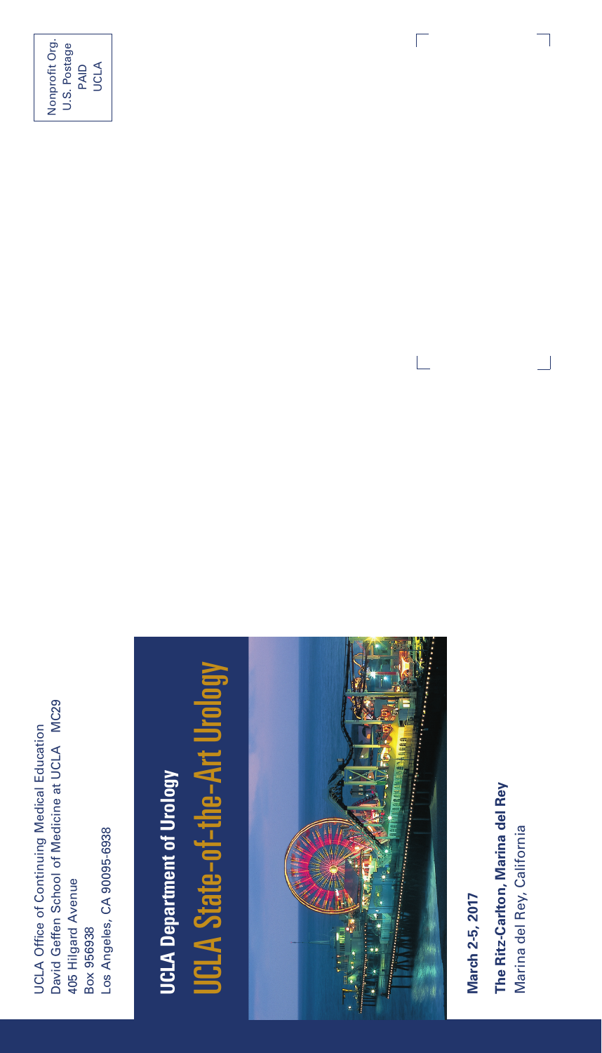UCLA Office of Continuing Medical Education
David Geffen School of Medicine at UCLA MC29
405 Hilgard Avenue
Box 956938
Los Angeles, CA 90095-6938

Nonprofit Org.
U.S. Postage
PAID
UCLA

**UCLA Department of Urology**

# UCLA State-of-the-Art Urology

**March 2-5, 2017**

**The Ritz-Carlton, Marina del Rey**
Marina del Rey, California